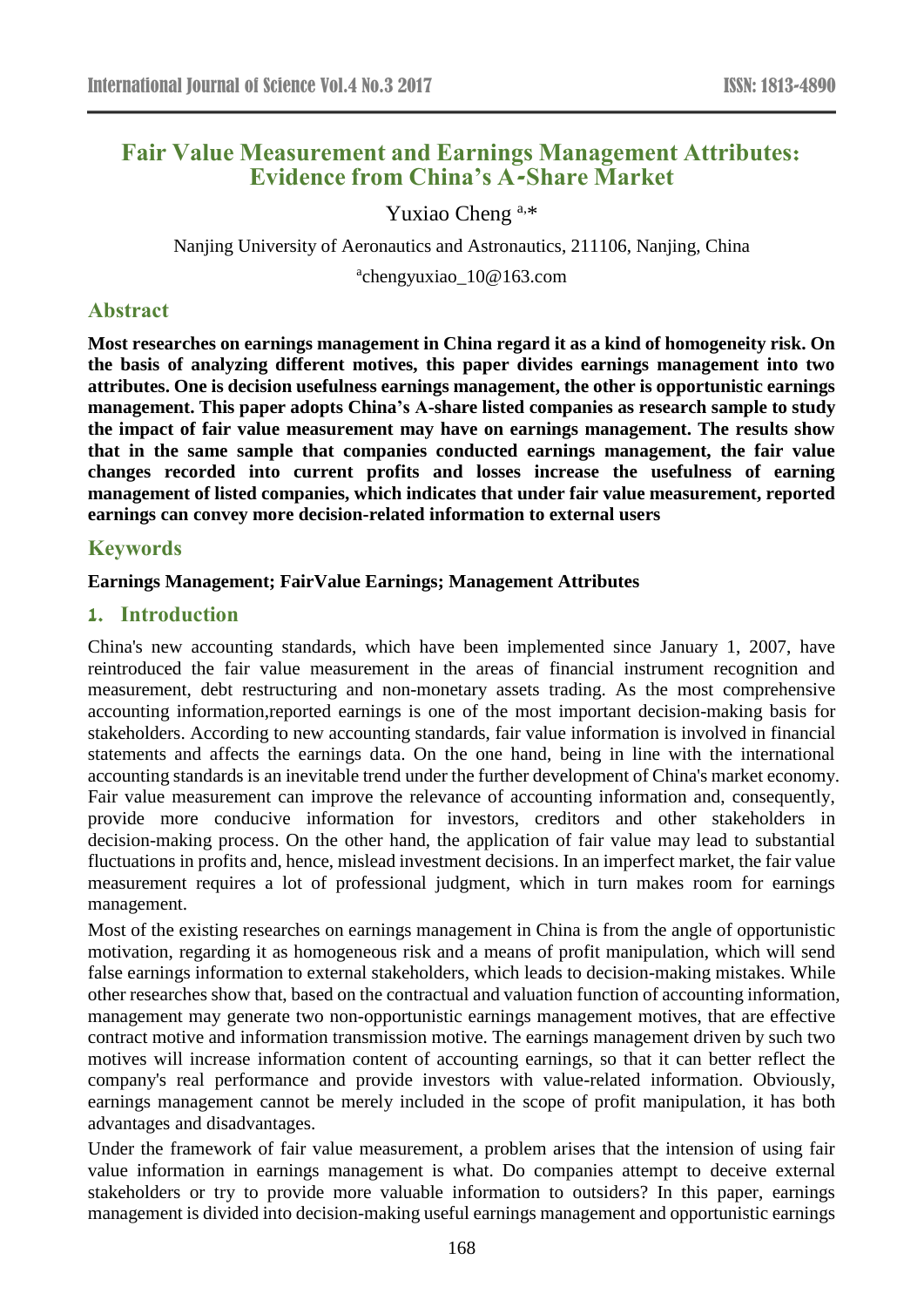# Fair Value Measurement and Earnings Management Attributes: Evidence from China's A-Share Market

Yuxiao Cheng [a,*]

Nanjing University of Aeronautics and Astronautics, 211106, Nanjing, China

[a]chengyuxiao_10@163.com

## Abstract

**Most researches on earnings management in China regard it as a kind of homogeneity risk. On the basis of analyzing different motives, this paper divides earnings management into two attributes. One is decision usefulness earnings management, the other is opportunistic earnings management. This paper adopts China's A-share listed companies as research sample to study the impact of fair value measurement may have on earnings management. The results show that in the same sample that companies conducted earnings management, the fair value changes recorded into current profits and losses increase the usefulness of earning management of listed companies, which indicates that under fair value measurement, reported earnings can convey more decision-related information to external users**

## Keywords

**Earnings Management; FairValue Earnings; Management Attributes**

## 1. Introduction

China's new accounting standards, which have been implemented since January 1, 2007, have reintroduced the fair value measurement in the areas of financial instrument recognition and measurement, debt restructuring and non-monetary assets trading. As the most comprehensive accounting information,reported earnings is one of the most important decision-making basis for stakeholders. According to new accounting standards, fair value information is involved in financial statements and affects the earnings data. On the one hand, being in line with the international accounting standards is an inevitable trend under the further development of China's market economy. Fair value measurement can improve the relevance of accounting information and, consequently, provide more conducive information for investors, creditors and other stakeholders in decision-making process. On the other hand, the application of fair value may lead to substantial fluctuations in profits and, hence, mislead investment decisions. In an imperfect market, the fair value measurement requires a lot of professional judgment, which in turn makes room for earnings management.

Most of the existing researches on earnings management in China is from the angle of opportunistic motivation, regarding it as homogeneous risk and a means of profit manipulation, which will send false earnings information to external stakeholders, which leads to decision-making mistakes. While other researches show that, based on the contractual and valuation function of accounting information, management may generate two non-opportunistic earnings management motives, that are effective contract motive and information transmission motive. The earnings management driven by such two motives will increase information content of accounting earnings, so that it can better reflect the company's real performance and provide investors with value-related information. Obviously, earnings management cannot be merely included in the scope of profit manipulation, it has both advantages and disadvantages.

Under the framework of fair value measurement, a problem arises that the intension of using fair value information in earnings management is what. Do companies attempt to deceive external stakeholders or try to provide more valuable information to outsiders? In this paper, earnings management is divided into decision-making useful earnings management and opportunistic earnings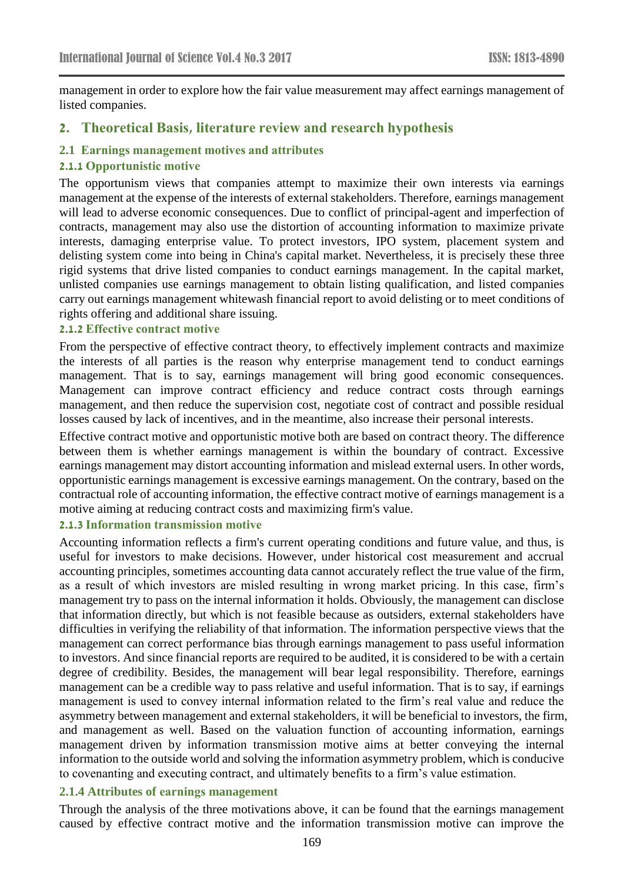management in order to explore how the fair value measurement may affect earnings management of listed companies.

## 2. Theoretical Basis, literature review and research hypothesis

### 2.1 Earnings management motives and attributes

#### 2.1.1 Opportunistic motive

The opportunism views that companies attempt to maximize their own interests via earnings management at the expense of the interests of external stakeholders. Therefore, earnings management will lead to adverse economic consequences. Due to conflict of principal-agent and imperfection of contracts, management may also use the distortion of accounting information to maximize private interests, damaging enterprise value. To protect investors, IPO system, placement system and delisting system come into being in China's capital market. Nevertheless, it is precisely these three rigid systems that drive listed companies to conduct earnings management. In the capital market, unlisted companies use earnings management to obtain listing qualification, and listed companies carry out earnings management whitewash financial report to avoid delisting or to meet conditions of rights offering and additional share issuing.

#### 2.1.2 Effective contract motive

From the perspective of effective contract theory, to effectively implement contracts and maximize the interests of all parties is the reason why enterprise management tend to conduct earnings management. That is to say, earnings management will bring good economic consequences. Management can improve contract efficiency and reduce contract costs through earnings management, and then reduce the supervision cost, negotiate cost of contract and possible residual losses caused by lack of incentives, and in the meantime, also increase their personal interests.

Effective contract motive and opportunistic motive both are based on contract theory. The difference between them is whether earnings management is within the boundary of contract. Excessive earnings management may distort accounting information and mislead external users. In other words, opportunistic earnings management is excessive earnings management. On the contrary, based on the contractual role of accounting information, the effective contract motive of earnings management is a motive aiming at reducing contract costs and maximizing firm's value.

#### 2.1.3 Information transmission motive

Accounting information reflects a firm's current operating conditions and future value, and thus, is useful for investors to make decisions. However, under historical cost measurement and accrual accounting principles, sometimes accounting data cannot accurately reflect the true value of the firm, as a result of which investors are misled resulting in wrong market pricing. In this case, firm's management try to pass on the internal information it holds. Obviously, the management can disclose that information directly, but which is not feasible because as outsiders, external stakeholders have difficulties in verifying the reliability of that information. The information perspective views that the management can correct performance bias through earnings management to pass useful information to investors. And since financial reports are required to be audited, it is considered to be with a certain degree of credibility. Besides, the management will bear legal responsibility. Therefore, earnings management can be a credible way to pass relative and useful information. That is to say, if earnings management is used to convey internal information related to the firm's real value and reduce the asymmetry between management and external stakeholders, it will be beneficial to investors, the firm, and management as well. Based on the valuation function of accounting information, earnings management driven by information transmission motive aims at better conveying the internal information to the outside world and solving the information asymmetry problem, which is conducive to covenanting and executing contract, and ultimately benefits to a firm's value estimation.

#### 2.1.4 Attributes of earnings management

Through the analysis of the three motivations above, it can be found that the earnings management caused by effective contract motive and the information transmission motive can improve the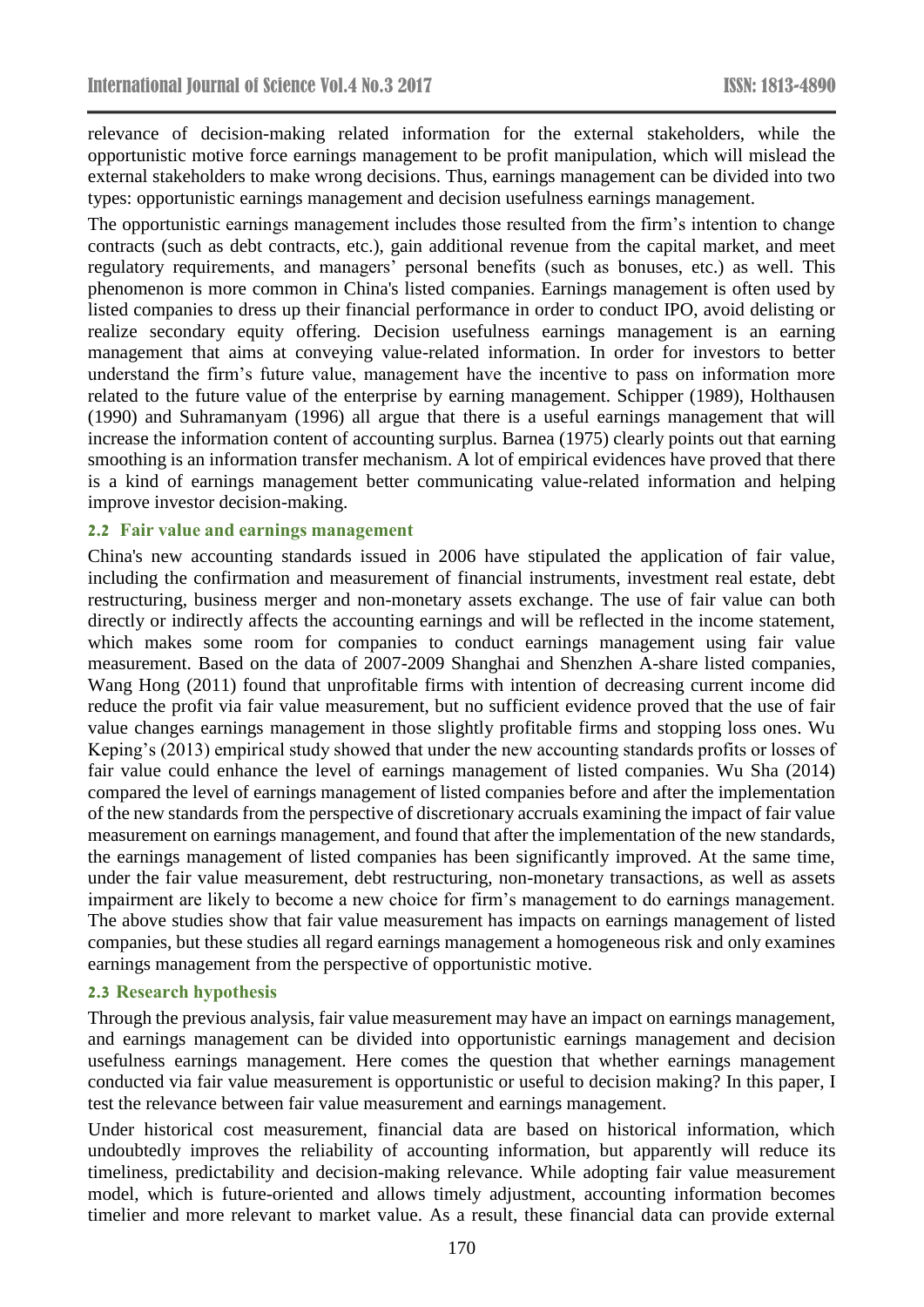relevance of decision-making related information for the external stakeholders, while the opportunistic motive force earnings management to be profit manipulation, which will mislead the external stakeholders to make wrong decisions. Thus, earnings management can be divided into two types: opportunistic earnings management and decision usefulness earnings management.

The opportunistic earnings management includes those resulted from the firm's intention to change contracts (such as debt contracts, etc.), gain additional revenue from the capital market, and meet regulatory requirements, and managers' personal benefits (such as bonuses, etc.) as well. This phenomenon is more common in China's listed companies. Earnings management is often used by listed companies to dress up their financial performance in order to conduct IPO, avoid delisting or realize secondary equity offering. Decision usefulness earnings management is an earning management that aims at conveying value-related information. In order for investors to better understand the firm's future value, management have the incentive to pass on information more related to the future value of the enterprise by earning management. Schipper (1989), Holthausen (1990) and Suhramanyam (1996) all argue that there is a useful earnings management that will increase the information content of accounting surplus. Barnea (1975) clearly points out that earning smoothing is an information transfer mechanism. A lot of empirical evidences have proved that there is a kind of earnings management better communicating value-related information and helping improve investor decision-making.

### 2.2 Fair value and earnings management

China's new accounting standards issued in 2006 have stipulated the application of fair value, including the confirmation and measurement of financial instruments, investment real estate, debt restructuring, business merger and non-monetary assets exchange. The use of fair value can both directly or indirectly affects the accounting earnings and will be reflected in the income statement, which makes some room for companies to conduct earnings management using fair value measurement. Based on the data of 2007-2009 Shanghai and Shenzhen A-share listed companies, Wang Hong (2011) found that unprofitable firms with intention of decreasing current income did reduce the profit via fair value measurement, but no sufficient evidence proved that the use of fair value changes earnings management in those slightly profitable firms and stopping loss ones. Wu Keping's (2013) empirical study showed that under the new accounting standards profits or losses of fair value could enhance the level of earnings management of listed companies. Wu Sha (2014) compared the level of earnings management of listed companies before and after the implementation of the new standards from the perspective of discretionary accruals examining the impact of fair value measurement on earnings management, and found that after the implementation of the new standards, the earnings management of listed companies has been significantly improved. At the same time, under the fair value measurement, debt restructuring, non-monetary transactions, as well as assets impairment are likely to become a new choice for firm's management to do earnings management. The above studies show that fair value measurement has impacts on earnings management of listed companies, but these studies all regard earnings management a homogeneous risk and only examines earnings management from the perspective of opportunistic motive.

### 2.3 Research hypothesis

Through the previous analysis, fair value measurement may have an impact on earnings management, and earnings management can be divided into opportunistic earnings management and decision usefulness earnings management. Here comes the question that whether earnings management conducted via fair value measurement is opportunistic or useful to decision making? In this paper, I test the relevance between fair value measurement and earnings management.

Under historical cost measurement, financial data are based on historical information, which undoubtedly improves the reliability of accounting information, but apparently will reduce its timeliness, predictability and decision-making relevance. While adopting fair value measurement model, which is future-oriented and allows timely adjustment, accounting information becomes timelier and more relevant to market value. As a result, these financial data can provide external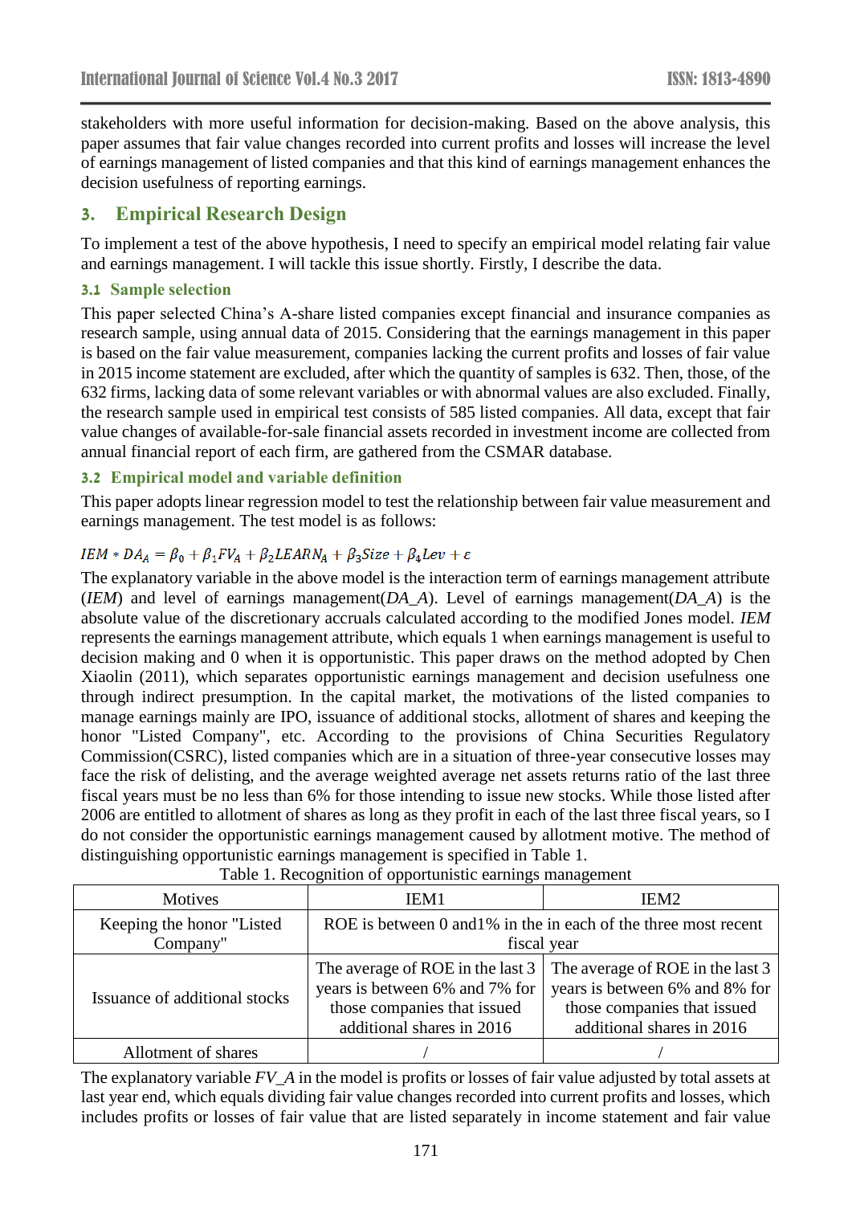stakeholders with more useful information for decision-making. Based on the above analysis, this paper assumes that fair value changes recorded into current profits and losses will increase the level of earnings management of listed companies and that this kind of earnings management enhances the decision usefulness of reporting earnings.

## 3. Empirical Research Design

To implement a test of the above hypothesis, I need to specify an empirical model relating fair value and earnings management. I will tackle this issue shortly. Firstly, I describe the data.

### 3.1 Sample selection

This paper selected China's A-share listed companies except financial and insurance companies as research sample, using annual data of 2015. Considering that the earnings management in this paper is based on the fair value measurement, companies lacking the current profits and losses of fair value in 2015 income statement are excluded, after which the quantity of samples is 632. Then, those, of the 632 firms, lacking data of some relevant variables or with abnormal values are also excluded. Finally, the research sample used in empirical test consists of 585 listed companies. All data, except that fair value changes of available-for-sale financial assets recorded in investment income are collected from annual financial report of each firm, are gathered from the CSMAR database.

### 3.2 Empirical model and variable definition

This paper adopts linear regression model to test the relationship between fair value measurement and earnings management. The test model is as follows:

$$IEM * DA_A = \beta_0 + \beta_1 FV_A + \beta_2 LEARN_A + \beta_3 Size + \beta_4 Lev + \varepsilon$$

The explanatory variable in the above model is the interaction term of earnings management attribute (*IEM*) and level of earnings management(*DA_A*). Level of earnings management(*DA_A*) is the absolute value of the discretionary accruals calculated according to the modified Jones model. *IEM* represents the earnings management attribute, which equals 1 when earnings management is useful to decision making and 0 when it is opportunistic. This paper draws on the method adopted by Chen Xiaolin (2011), which separates opportunistic earnings management and decision usefulness one through indirect presumption. In the capital market, the motivations of the listed companies to manage earnings mainly are IPO, issuance of additional stocks, allotment of shares and keeping the honor "Listed Company", etc. According to the provisions of China Securities Regulatory Commission(CSRC), listed companies which are in a situation of three-year consecutive losses may face the risk of delisting, and the average weighted average net assets returns ratio of the last three fiscal years must be no less than 6% for those intending to issue new stocks. While those listed after 2006 are entitled to allotment of shares as long as they profit in each of the last three fiscal years, so I do not consider the opportunistic earnings management caused by allotment motive. The method of distinguishing opportunistic earnings management is specified in Table 1.

Table 1. Recognition of opportunistic earnings management

| Motives | IEM1 | IEM2 |
|---|---|---|
| Keeping the honor "Listed Company" | ROE is between 0 and1% in the in each of the three most recent fiscal year | |
| Issuance of additional stocks | The average of ROE in the last 3 years is between 6% and 7% for those companies that issued additional shares in 2016 | The average of ROE in the last 3 years is between 6% and 8% for those companies that issued additional shares in 2016 |
| Allotment of shares | / | / |

The explanatory variable *FV_A* in the model is profits or losses of fair value adjusted by total assets at last year end, which equals dividing fair value changes recorded into current profits and losses, which includes profits or losses of fair value that are listed separately in income statement and fair value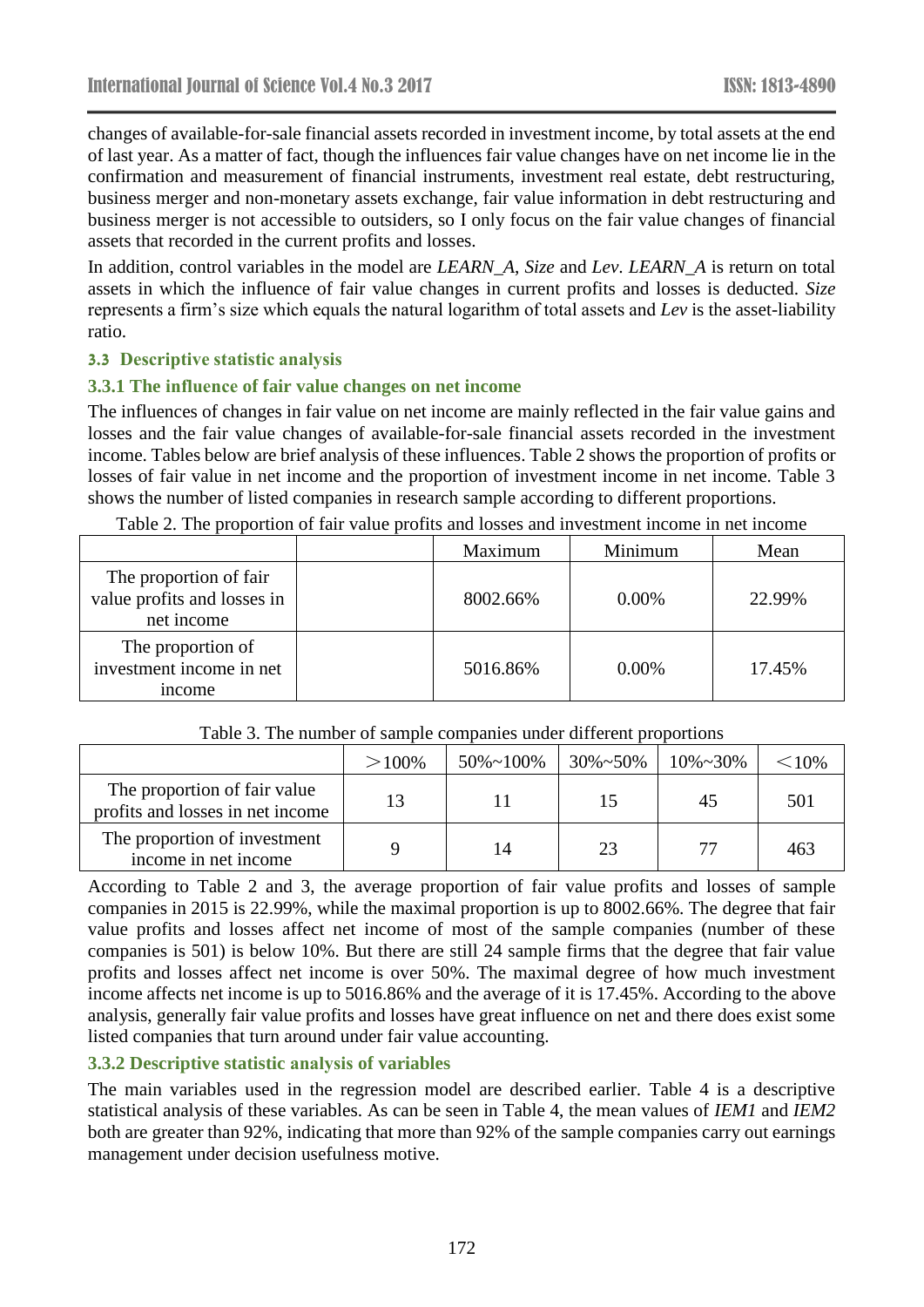changes of available-for-sale financial assets recorded in investment income, by total assets at the end of last year. As a matter of fact, though the influences fair value changes have on net income lie in the confirmation and measurement of financial instruments, investment real estate, debt restructuring, business merger and non-monetary assets exchange, fair value information in debt restructuring and business merger is not accessible to outsiders, so I only focus on the fair value changes of financial assets that recorded in the current profits and losses.

In addition, control variables in the model are *LEARN_A*, *Size* and *Lev*. *LEARN_A* is return on total assets in which the influence of fair value changes in current profits and losses is deducted. *Size* represents a firm's size which equals the natural logarithm of total assets and *Lev* is the asset-liability ratio.

### 3.3 Descriptive statistic analysis

#### 3.3.1 The influence of fair value changes on net income

The influences of changes in fair value on net income are mainly reflected in the fair value gains and losses and the fair value changes of available-for-sale financial assets recorded in the investment income. Tables below are brief analysis of these influences. Table 2 shows the proportion of profits or losses of fair value in net income and the proportion of investment income in net income. Table 3 shows the number of listed companies in research sample according to different proportions.

Table 2. The proportion of fair value profits and losses and investment income in net income

| | | Maximum | Minimum | Mean |
|---|---|---|---|---|
| The proportion of fair value profits and losses in net income | | 8002.66% | 0.00% | 22.99% |
| The proportion of investment income in net income | | 5016.86% | 0.00% | 17.45% |

Table 3. The number of sample companies under different proportions

| | >100% | 50%~100% | 30%~50% | 10%~30% | <10% |
|---|---|---|---|---|---|
| The proportion of fair value profits and losses in net income | 13 | 11 | 15 | 45 | 501 |
| The proportion of investment income in net income | 9 | 14 | 23 | 77 | 463 |

According to Table 2 and 3, the average proportion of fair value profits and losses of sample companies in 2015 is 22.99%, while the maximal proportion is up to 8002.66%. The degree that fair value profits and losses affect net income of most of the sample companies (number of these companies is 501) is below 10%. But there are still 24 sample firms that the degree that fair value profits and losses affect net income is over 50%. The maximal degree of how much investment income affects net income is up to 5016.86% and the average of it is 17.45%. According to the above analysis, generally fair value profits and losses have great influence on net and there does exist some listed companies that turn around under fair value accounting.

#### 3.3.2 Descriptive statistic analysis of variables

The main variables used in the regression model are described earlier. Table 4 is a descriptive statistical analysis of these variables. As can be seen in Table 4, the mean values of *IEM1* and *IEM2* both are greater than 92%, indicating that more than 92% of the sample companies carry out earnings management under decision usefulness motive.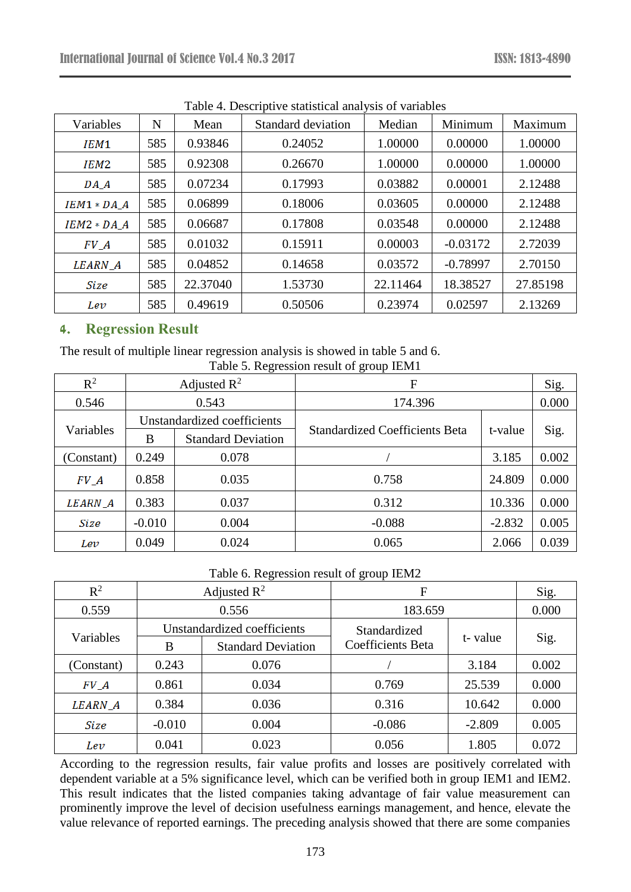Table 4. Descriptive statistical analysis of variables

| Variables | N | Mean | Standard deviation | Median | Minimum | Maximum |
|---|---|---|---|---|---|---|
| $IEM1$ | 585 | 0.93846 | 0.24052 | 1.00000 | 0.00000 | 1.00000 |
| $IEM2$ | 585 | 0.92308 | 0.26670 | 1.00000 | 0.00000 | 1.00000 |
| $DA\_A$ | 585 | 0.07234 | 0.17993 | 0.03882 | 0.00001 | 2.12488 |
| $IEM1 * DA\_A$ | 585 | 0.06899 | 0.18006 | 0.03605 | 0.00000 | 2.12488 |
| $IEM2 * DA\_A$ | 585 | 0.06687 | 0.17808 | 0.03548 | 0.00000 | 2.12488 |
| $FV\_A$ | 585 | 0.01032 | 0.15911 | 0.00003 | -0.03172 | 2.72039 |
| $LEARN\_A$ | 585 | 0.04852 | 0.14658 | 0.03572 | -0.78997 | 2.70150 |
| $Size$ | 585 | 22.37040 | 1.53730 | 22.11464 | 18.38527 | 27.85198 |
| $Lev$ | 585 | 0.49619 | 0.50506 | 0.23974 | 0.02597 | 2.13269 |

## 4. Regression Result

The result of multiple linear regression analysis is showed in table 5 and 6.

Table 5. Regression result of group IEM1

| $R^2$ | Adjusted $R^2$ | | F | | Sig. |
|---|---|---|---|---|---|
| 0.546 | 0.543 | | 174.396 | | 0.000 |
| Variables | Unstandardized coefficients | | Standardized Coefficients Beta | t-value | Sig. |
| | B | Standard Deviation | | | |
| (Constant) | 0.249 | 0.078 | / | 3.185 | 0.002 |
| $FV\_A$ | 0.858 | 0.035 | 0.758 | 24.809 | 0.000 |
| $LEARN\_A$ | 0.383 | 0.037 | 0.312 | 10.336 | 0.000 |
| $Size$ | -0.010 | 0.004 | -0.088 | -2.832 | 0.005 |
| $Lev$ | 0.049 | 0.024 | 0.065 | 2.066 | 0.039 |

Table 6. Regression result of group IEM2

| $R^2$ | Adjusted $R^2$ | | F | | Sig. |
|---|---|---|---|---|---|
| 0.559 | 0.556 | | 183.659 | | 0.000 |
| Variables | Unstandardized coefficients | | Standardized Coefficients Beta | t- value | Sig. |
| | B | Standard Deviation | | | |
| (Constant) | 0.243 | 0.076 | / | 3.184 | 0.002 |
| $FV\_A$ | 0.861 | 0.034 | 0.769 | 25.539 | 0.000 |
| $LEARN\_A$ | 0.384 | 0.036 | 0.316 | 10.642 | 0.000 |
| $Size$ | -0.010 | 0.004 | -0.086 | -2.809 | 0.005 |
| $Lev$ | 0.041 | 0.023 | 0.056 | 1.805 | 0.072 |

According to the regression results, fair value profits and losses are positively correlated with dependent variable at a 5% significance level, which can be verified both in group IEM1 and IEM2. This result indicates that the listed companies taking advantage of fair value measurement can prominently improve the level of decision usefulness earnings management, and hence, elevate the value relevance of reported earnings. The preceding analysis showed that there are some companies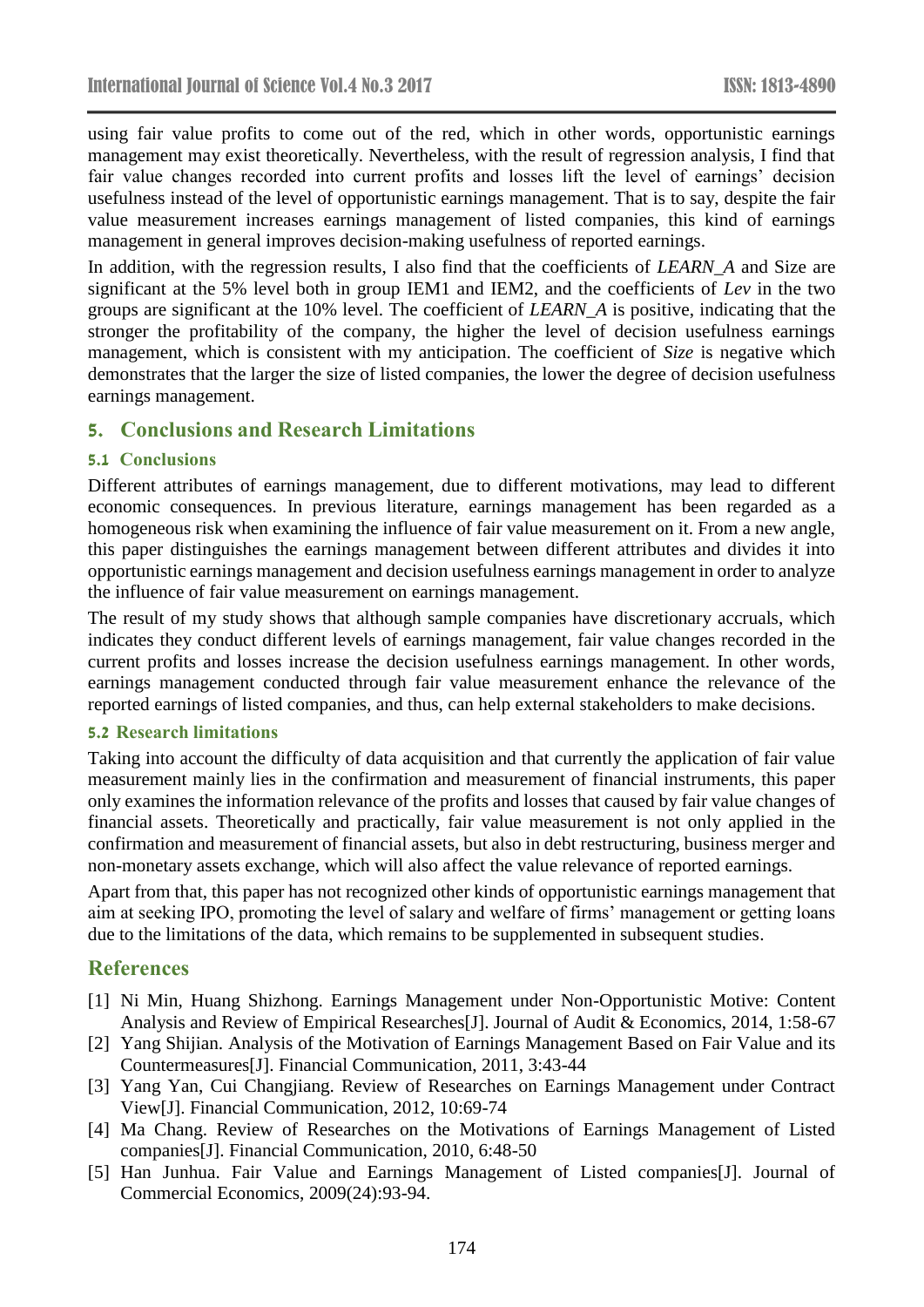using fair value profits to come out of the red, which in other words, opportunistic earnings management may exist theoretically. Nevertheless, with the result of regression analysis, I find that fair value changes recorded into current profits and losses lift the level of earnings' decision usefulness instead of the level of opportunistic earnings management. That is to say, despite the fair value measurement increases earnings management of listed companies, this kind of earnings management in general improves decision-making usefulness of reported earnings.

In addition, with the regression results, I also find that the coefficients of *LEARN_A* and Size are significant at the 5% level both in group IEM1 and IEM2, and the coefficients of *Lev* in the two groups are significant at the 10% level. The coefficient of *LEARN_A* is positive, indicating that the stronger the profitability of the company, the higher the level of decision usefulness earnings management, which is consistent with my anticipation. The coefficient of *Size* is negative which demonstrates that the larger the size of listed companies, the lower the degree of decision usefulness earnings management.

## 5. Conclusions and Research Limitations

### 5.1 Conclusions

Different attributes of earnings management, due to different motivations, may lead to different economic consequences. In previous literature, earnings management has been regarded as a homogeneous risk when examining the influence of fair value measurement on it. From a new angle, this paper distinguishes the earnings management between different attributes and divides it into opportunistic earnings management and decision usefulness earnings management in order to analyze the influence of fair value measurement on earnings management.

The result of my study shows that although sample companies have discretionary accruals, which indicates they conduct different levels of earnings management, fair value changes recorded in the current profits and losses increase the decision usefulness earnings management. In other words, earnings management conducted through fair value measurement enhance the relevance of the reported earnings of listed companies, and thus, can help external stakeholders to make decisions.

### 5.2 Research limitations

Taking into account the difficulty of data acquisition and that currently the application of fair value measurement mainly lies in the confirmation and measurement of financial instruments, this paper only examines the information relevance of the profits and losses that caused by fair value changes of financial assets. Theoretically and practically, fair value measurement is not only applied in the confirmation and measurement of financial assets, but also in debt restructuring, business merger and non-monetary assets exchange, which will also affect the value relevance of reported earnings.

Apart from that, this paper has not recognized other kinds of opportunistic earnings management that aim at seeking IPO, promoting the level of salary and welfare of firms' management or getting loans due to the limitations of the data, which remains to be supplemented in subsequent studies.

## References

[1] Ni Min, Huang Shizhong. Earnings Management under Non-Opportunistic Motive: Content Analysis and Review of Empirical Researches[J]. Journal of Audit & Economics, 2014, 1:58-67

[2] Yang Shijian. Analysis of the Motivation of Earnings Management Based on Fair Value and its Countermeasures[J]. Financial Communication, 2011, 3:43-44

[3] Yang Yan, Cui Changjiang. Review of Researches on Earnings Management under Contract View[J]. Financial Communication, 2012, 10:69-74

[4] Ma Chang. Review of Researches on the Motivations of Earnings Management of Listed companies[J]. Financial Communication, 2010, 6:48-50

[5] Han Junhua. Fair Value and Earnings Management of Listed companies[J]. Journal of Commercial Economics, 2009(24):93-94.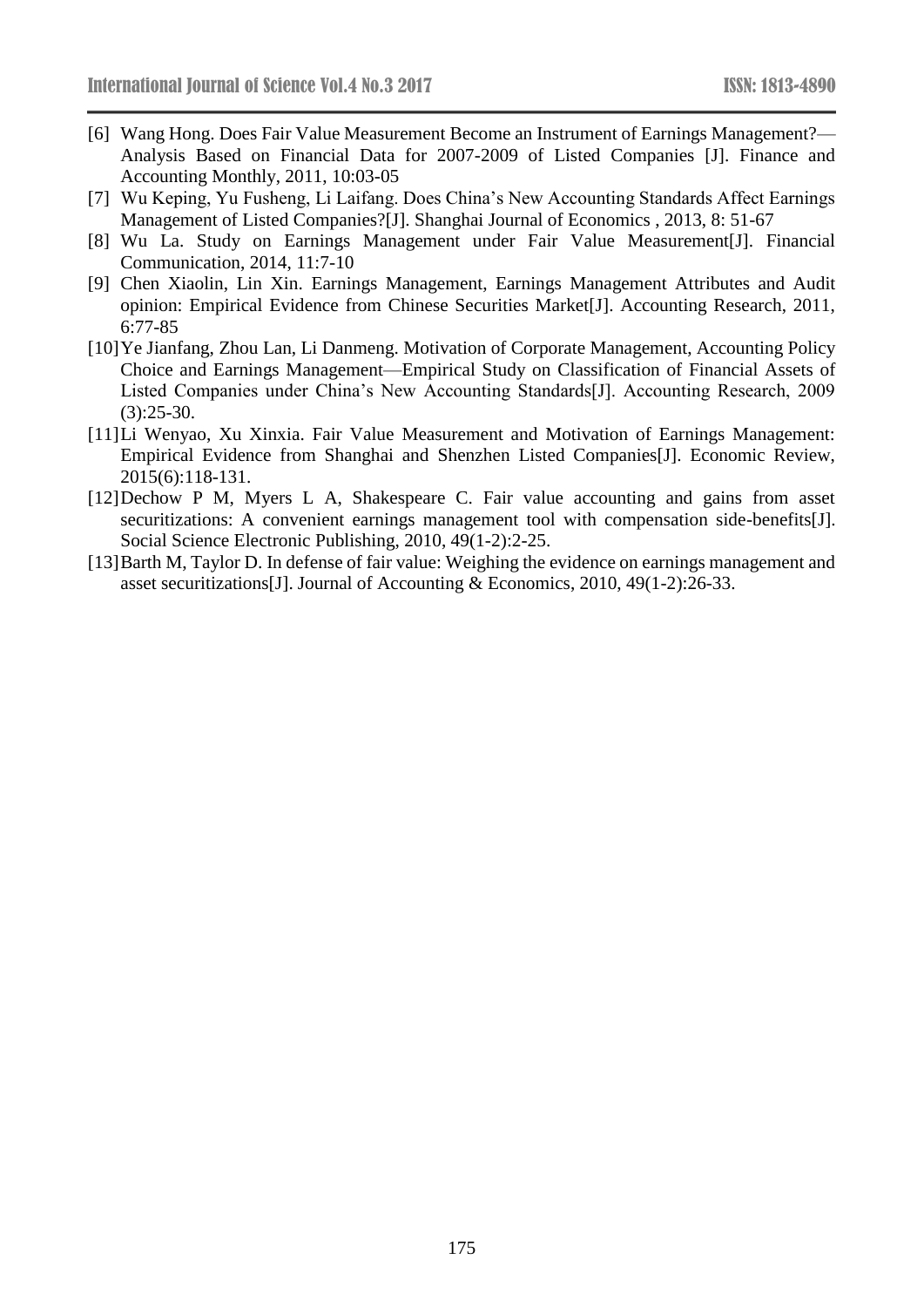[6] Wang Hong. Does Fair Value Measurement Become an Instrument of Earnings Management?—Analysis Based on Financial Data for 2007-2009 of Listed Companies [J]. Finance and Accounting Monthly, 2011, 10:03-05

[7] Wu Keping, Yu Fusheng, Li Laifang. Does China's New Accounting Standards Affect Earnings Management of Listed Companies?[J]. Shanghai Journal of Economics , 2013, 8: 51-67

[8] Wu La. Study on Earnings Management under Fair Value Measurement[J]. Financial Communication, 2014, 11:7-10

[9] Chen Xiaolin, Lin Xin. Earnings Management, Earnings Management Attributes and Audit opinion: Empirical Evidence from Chinese Securities Market[J]. Accounting Research, 2011, 6:77-85

[10] Ye Jianfang, Zhou Lan, Li Danmeng. Motivation of Corporate Management, Accounting Policy Choice and Earnings Management—Empirical Study on Classification of Financial Assets of Listed Companies under China's New Accounting Standards[J]. Accounting Research, 2009 (3):25-30.

[11] Li Wenyao, Xu Xinxia. Fair Value Measurement and Motivation of Earnings Management: Empirical Evidence from Shanghai and Shenzhen Listed Companies[J]. Economic Review, 2015(6):118-131.

[12] Dechow P M, Myers L A, Shakespeare C. Fair value accounting and gains from asset securitizations: A convenient earnings management tool with compensation side-benefits[J]. Social Science Electronic Publishing, 2010, 49(1-2):2-25.

[13] Barth M, Taylor D. In defense of fair value: Weighing the evidence on earnings management and asset securitizations[J]. Journal of Accounting & Economics, 2010, 49(1-2):26-33.